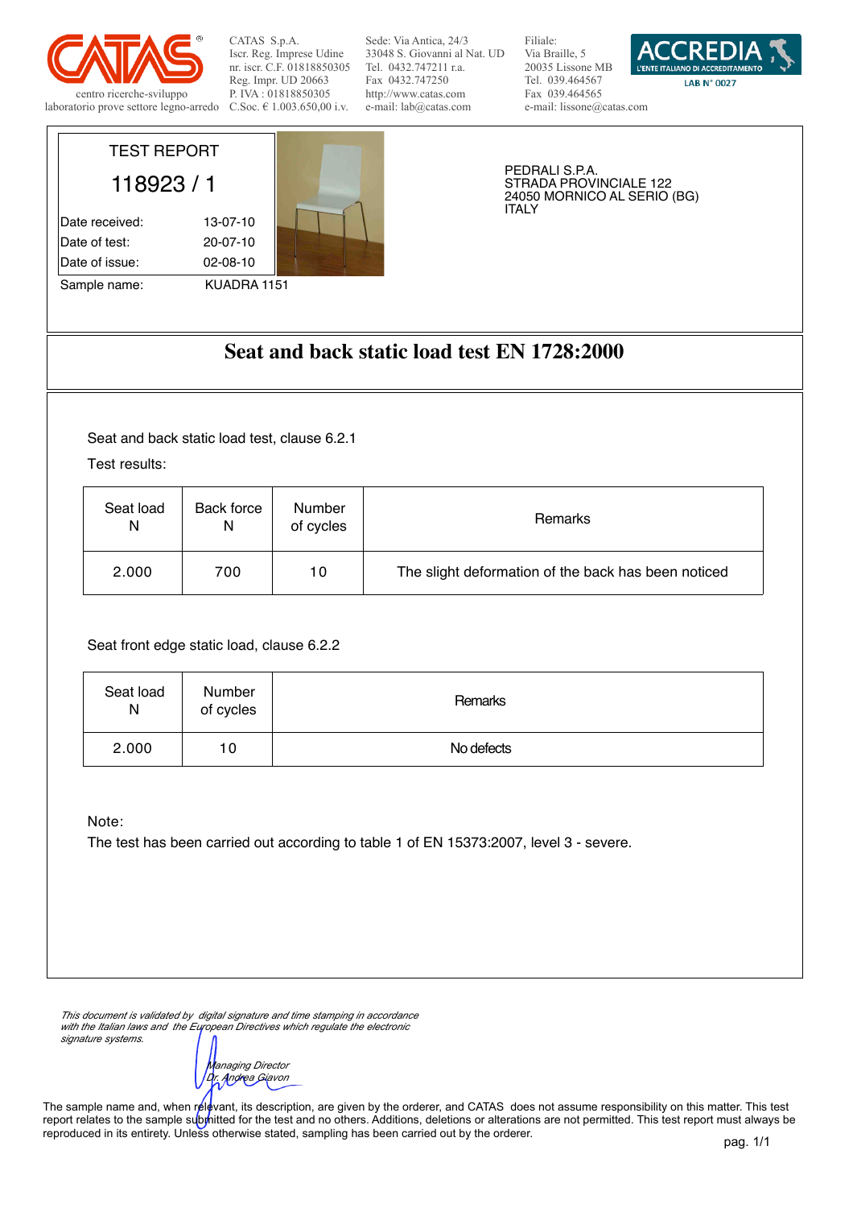CATAS S.p.A.
Iscr. Reg. Imprese Udine
nr. iscr. C.F. 01818850305
Reg. Impr. UD 20663
P. IVA : 01818850305
C.Soc. € 1.003.650,00 i.v.

centro ricerche-sviluppo
laboratorio prove settore legno-arredo

Sede: Via Antica, 24/3
33048 S. Giovanni al Nat. UD
Tel. 0432.747211 r.a.
Fax 0432.747250
http://www.catas.com
e-mail: lab@catas.com

Filiale:
Via Braille, 5
20035 Lissone MB
Tel. 039.464567
Fax 039.464565
e-mail: lissone@catas.com

ACCREDIA
L'ENTE ITALIANO DI ACCREDITAMENTO
LAB N° 0027

TEST REPORT

118923 / 1

| | |
|---|---|
| Date received: | 13-07-10 |
| Date of test: | 20-07-10 |
| Date of issue: | 02-08-10 |
| Sample name: | KUADRA 1151 |

PEDRALI S.P.A.
STRADA PROVINCIALE 122
24050 MORNICO AL SERIO (BG)
ITALY

# Seat and back static load test EN 1728:2000

Seat and back static load test, clause 6.2.1

Test results:

| Seat load N | Back force N | Number of cycles | Remarks |
|---|---|---|---|
| 2.000 | 700 | 10 | The slight deformation of the back has been noticed |

Seat front edge static load, clause 6.2.2

| Seat load N | Number of cycles | Remarks |
|---|---|---|
| 2.000 | 10 | No defects |

Note:
The test has been carried out according to table 1 of EN 15373:2007, level 3 - severe.

*This document is validated by digital signature and time stamping in accordance with the Italian laws and the European Directives which regulate the electronic signature systems.*

*Managing Director*
*Dr. Andrea Giavon*

The sample name and, when relevant, its description, are given by the orderer, and CATAS does not assume responsibility on this matter. This test report relates to the sample submitted for the test and no others. Additions, deletions or alterations are not permitted. This test report must always be reproduced in its entirety. Unless otherwise stated, sampling has been carried out by the orderer.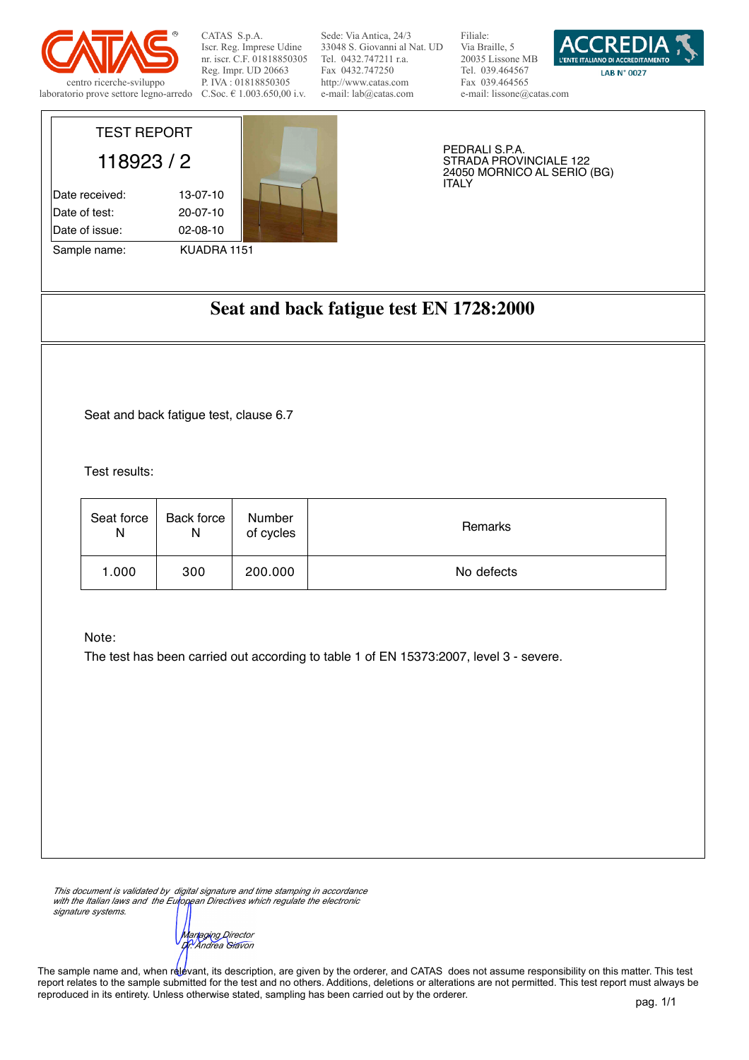CATAS S.p.A.
Iscr. Reg. Imprese Udine
nr. iscr. C.F. 01818850305
Reg. Impr. UD 20663
P. IVA : 01818850305
C.Soc. € 1.003.650,00 i.v.

Sede: Via Antica, 24/3
33048 S. Giovanni al Nat. UD
Tel. 0432.747211 r.a.
Fax 0432.747250
http://www.catas.com
e-mail: lab@catas.com

Filiale:
Via Braille, 5
20035 Lissone MB
Tel. 039.464567
Fax 039.464565
e-mail: lissone@catas.com

centro ricerche-sviluppo
laboratorio prove settore legno-arredo

ACCREDIA L'ENTE ITALIANO DI ACCREDITAMENTO LAB N° 0027

TEST REPORT

118923 / 2

| | |
|---|---|
| Date received: | 13-07-10 |
| Date of test: | 20-07-10 |
| Date of issue: | 02-08-10 |
| Sample name: | KUADRA 1151 |

PEDRALI S.P.A.
STRADA PROVINCIALE 122
24050 MORNICO AL SERIO (BG)
ITALY

# Seat and back fatigue test EN 1728:2000

Seat and back fatigue test, clause 6.7

Test results:

| Seat force N | Back force N | Number of cycles | Remarks |
|---|---|---|---|
| 1.000 | 300 | 200.000 | No defects |

Note:
The test has been carried out according to table 1 of EN 15373:2007, level 3 - severe.

*This document is validated by digital signature and time stamping in accordance with the Italian laws and the European Directives which regulate the electronic signature systems.*

*Managing Director*
*Dr. Andrea Giavon*

The sample name and, when relevant, its description, are given by the orderer, and CATAS does not assume responsibility on this matter. This test report relates to the sample submitted for the test and no others. Additions, deletions or alterations are not permitted. This test report must always be reproduced in its entirety. Unless otherwise stated, sampling has been carried out by the orderer.